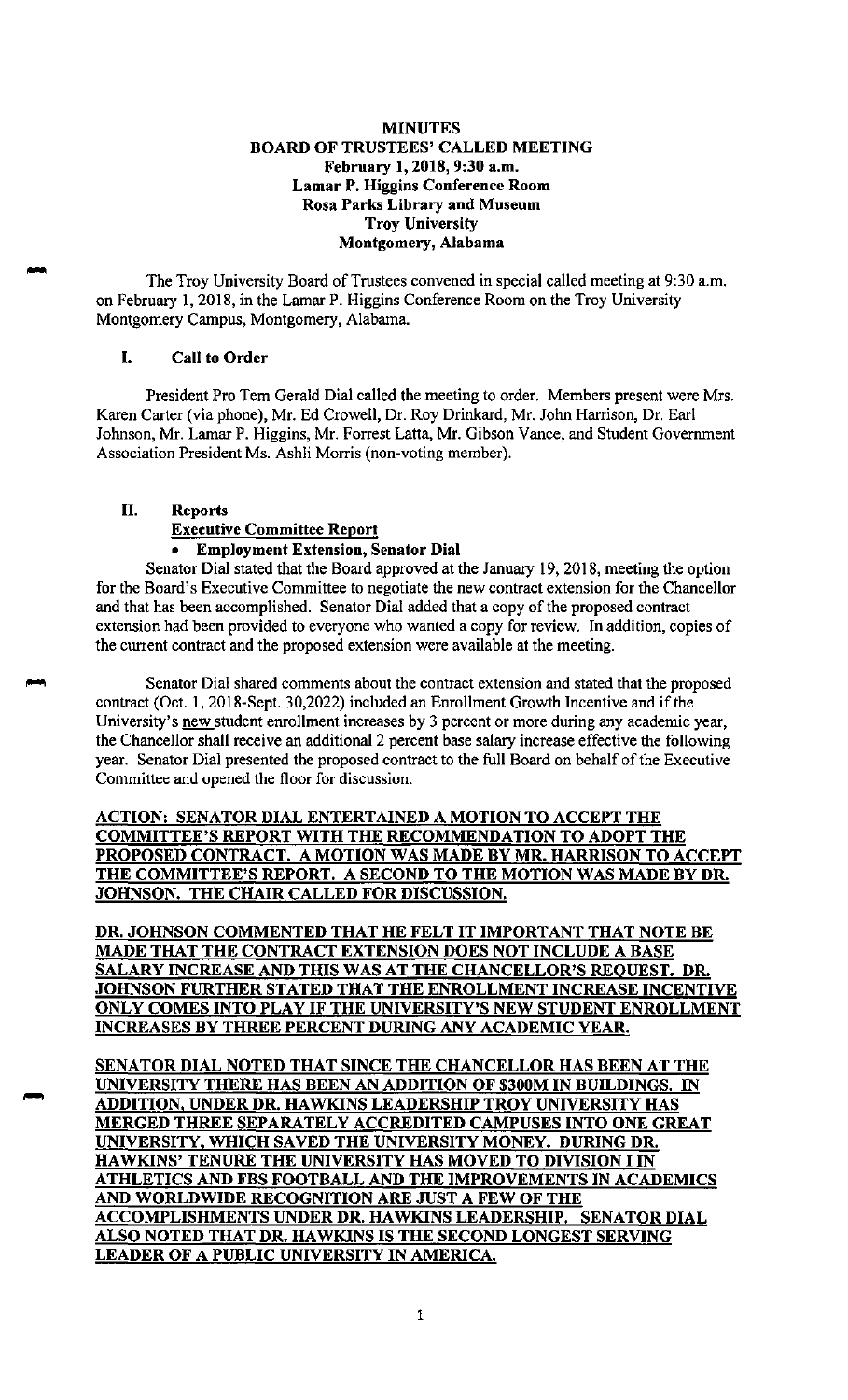# MINUTES
## BOARD OF TRUSTEES' CALLED MEETING
**February 1, 2018, 9:30 a.m.**
**Lamar P. Higgins Conference Room**
**Rosa Parks Library and Museum**
**Troy University**
**Montgomery, Alabama**

The Troy University Board of Trustees convened in special called meeting at 9:30 a.m. on February 1, 2018, in the Lamar P. Higgins Conference Room on the Troy University Montgomery Campus, Montgomery, Alabama.

## I. Call to Order

President Pro Tem Gerald Dial called the meeting to order. Members present were Mrs. Karen Carter (via phone), Mr. Ed Crowell, Dr. Roy Drinkard, Mr. John Harrison, Dr. Earl Johnson, Mr. Lamar P. Higgins, Mr. Forrest Latta, Mr. Gibson Vance, and Student Government Association President Ms. Ashli Morris (non-voting member).

## II. Reports

**Executive Committee Report**

- **Employment Extension, Senator Dial**

Senator Dial stated that the Board approved at the January 19, 2018, meeting the option for the Board's Executive Committee to negotiate the new contract extension for the Chancellor and that has been accomplished. Senator Dial added that a copy of the proposed contract extension had been provided to everyone who wanted a copy for review. In addition, copies of the current contract and the proposed extension were available at the meeting.

Senator Dial shared comments about the contract extension and stated that the proposed contract (Oct. 1, 2018-Sept. 30,2022) included an Enrollment Growth Incentive and if the University's new student enrollment increases by 3 percent or more during any academic year, the Chancellor shall receive an additional 2 percent base salary increase effective the following year. Senator Dial presented the proposed contract to the full Board on behalf of the Executive Committee and opened the floor for discussion.

**ACTION: SENATOR DIAL ENTERTAINED A MOTION TO ACCEPT THE COMMITTEE'S REPORT WITH THE RECOMMENDATION TO ADOPT THE PROPOSED CONTRACT. A MOTION WAS MADE BY MR. HARRISON TO ACCEPT THE COMMITTEE'S REPORT. A SECOND TO THE MOTION WAS MADE BY DR. JOHNSON. THE CHAIR CALLED FOR DISCUSSION.**

**DR. JOHNSON COMMENTED THAT HE FELT IT IMPORTANT THAT NOTE BE MADE THAT THE CONTRACT EXTENSION DOES NOT INCLUDE A BASE SALARY INCREASE AND THIS WAS AT THE CHANCELLOR'S REQUEST. DR. JOHNSON FURTHER STATED THAT THE ENROLLMENT INCREASE INCENTIVE ONLY COMES INTO PLAY IF THE UNIVERSITY'S NEW STUDENT ENROLLMENT INCREASES BY THREE PERCENT DURING ANY ACADEMIC YEAR.**

**SENATOR DIAL NOTED THAT SINCE THE CHANCELLOR HAS BEEN AT THE UNIVERSITY THERE HAS BEEN AN ADDITION OF $300M IN BUILDINGS. IN ADDITION, UNDER DR. HAWKINS LEADERSHIP TROY UNIVERSITY HAS MERGED THREE SEPARATELY ACCREDITED CAMPUSES INTO ONE GREAT UNIVERSITY, WHICH SAVED THE UNIVERSITY MONEY. DURING DR. HAWKINS' TENURE THE UNIVERSITY HAS MOVED TO DIVISION I IN ATHLETICS AND FBS FOOTBALL AND THE IMPROVEMENTS IN ACADEMICS AND WORLDWIDE RECOGNITION ARE JUST A FEW OF THE ACCOMPLISHMENTS UNDER DR. HAWKINS LEADERSHIP. SENATOR DIAL ALSO NOTED THAT DR. HAWKINS IS THE SECOND LONGEST SERVING LEADER OF A PUBLIC UNIVERSITY IN AMERICA.**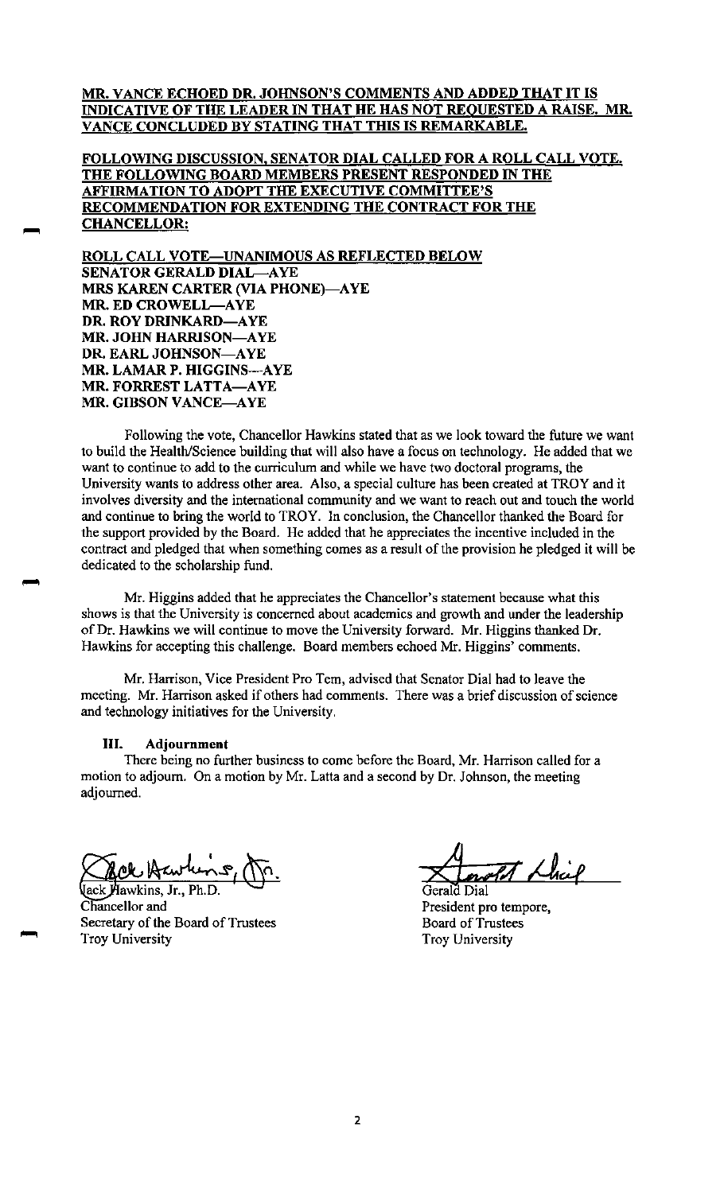**MR. VANCE ECHOED DR. JOHNSON'S COMMENTS AND ADDED THAT IT IS INDICATIVE OF THE LEADER IN THAT HE HAS NOT REQUESTED A RAISE. MR. VANCE CONCLUDED BY STATING THAT THIS IS REMARKABLE.**

**FOLLOWING DISCUSSION, SENATOR DIAL CALLED FOR A ROLL CALL VOTE. THE FOLLOWING BOARD MEMBERS PRESENT RESPONDED IN THE AFFIRMATION TO ADOPT THE EXECUTIVE COMMITTEE'S RECOMMENDATION FOR EXTENDING THE CONTRACT FOR THE CHANCELLOR:**

**ROLL CALL VOTE—UNANIMOUS AS REFLECTED BELOW**
**SENATOR GERALD DIAL—AYE**
**MRS KAREN CARTER (VIA PHONE)—AYE**
**MR. ED CROWELL—AYE**
**DR. ROY DRINKARD—AYE**
**MR. JOHN HARRISON—AYE**
**DR. EARL JOHNSON—AYE**
**MR. LAMAR P. HIGGINS—AYE**
**MR. FORREST LATTA—AYE**
**MR. GIBSON VANCE—AYE**

Following the vote, Chancellor Hawkins stated that as we look toward the future we want to build the Health/Science building that will also have a focus on technology. He added that we want to continue to add to the curriculum and while we have two doctoral programs, the University wants to address other area. Also, a special culture has been created at TROY and it involves diversity and the international community and we want to reach out and touch the world and continue to bring the world to TROY. In conclusion, the Chancellor thanked the Board for the support provided by the Board. He added that he appreciates the incentive included in the contract and pledged that when something comes as a result of the provision he pledged it will be dedicated to the scholarship fund.

Mr. Higgins added that he appreciates the Chancellor's statement because what this shows is that the University is concerned about academics and growth and under the leadership of Dr. Hawkins we will continue to move the University forward. Mr. Higgins thanked Dr. Hawkins for accepting this challenge. Board members echoed Mr. Higgins' comments.

Mr. Harrison, Vice President Pro Tem, advised that Senator Dial had to leave the meeting. Mr. Harrison asked if others had comments. There was a brief discussion of science and technology initiatives for the University.

### III. Adjournment

There being no further business to come before the Board, Mr. Harrison called for a motion to adjourn. On a motion by Mr. Latta and a second by Dr. Johnson, the meeting adjourned.

Jack Hawkins, Jr., Ph.D.
Chancellor and
Secretary of the Board of Trustees
Troy University

Gerald Dial
President pro tempore,
Board of Trustees
Troy University